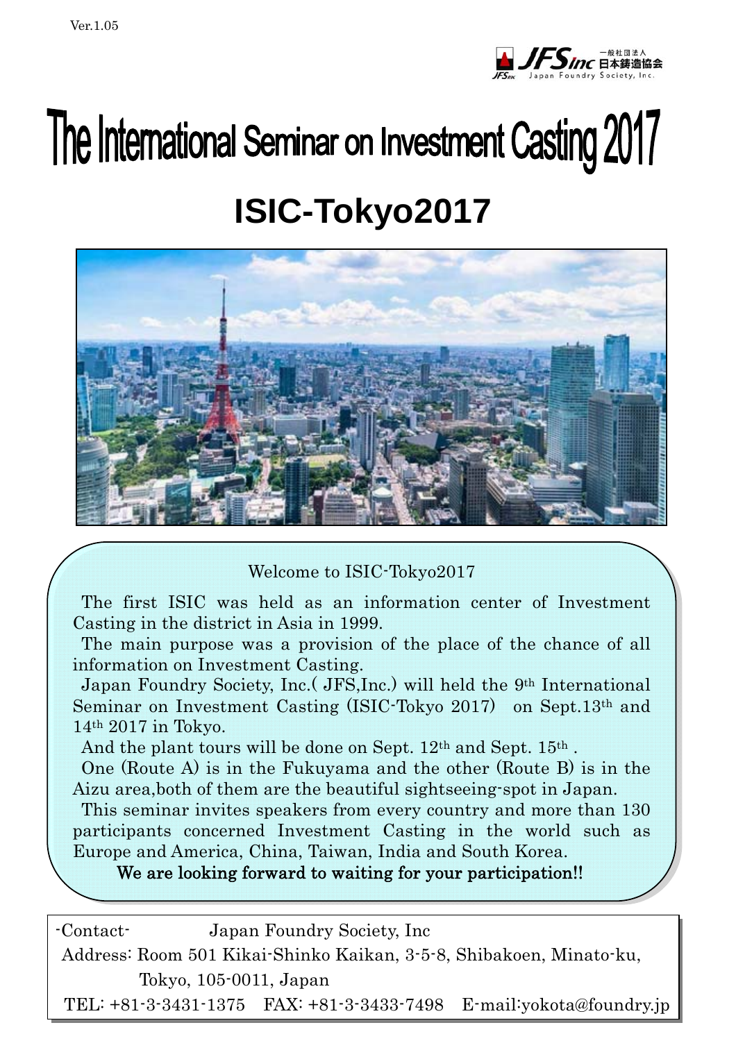Ver.1.05

JFS Inc 一般社団法人 日本鋳造協会 Japan Foundry Society, Inc.

# The International Seminar on Investment Casting 2017

# ISIC-Tokyo2017

Welcome to ISIC-Tokyo2017

The first ISIC was held as an information center of Investment Casting in the district in Asia in 1999.

The main purpose was a provision of the place of the chance of all information on Investment Casting.

Japan Foundry Society, Inc.( JFS,Inc.) will held the 9th International Seminar on Investment Casting (ISIC-Tokyo 2017) on Sept.13th and 14th 2017 in Tokyo.

And the plant tours will be done on Sept. 12th and Sept. 15th .

One (Route A) is in the Fukuyama and the other (Route B) is in the Aizu area,both of them are the beautiful sightseeing-spot in Japan.

This seminar invites speakers from every country and more than 130 participants concerned Investment Casting in the world such as Europe and America, China, Taiwan, India and South Korea.

**We are looking forward to waiting for your participation!!**

-Contact- Japan Foundry Society, Inc
Address: Room 501 Kikai-Shinko Kaikan, 3-5-8, Shibakoen, Minato-ku, Tokyo, 105-0011, Japan
TEL: +81-3-3431-1375 FAX: +81-3-3433-7498 E-mail:yokota@foundry.jp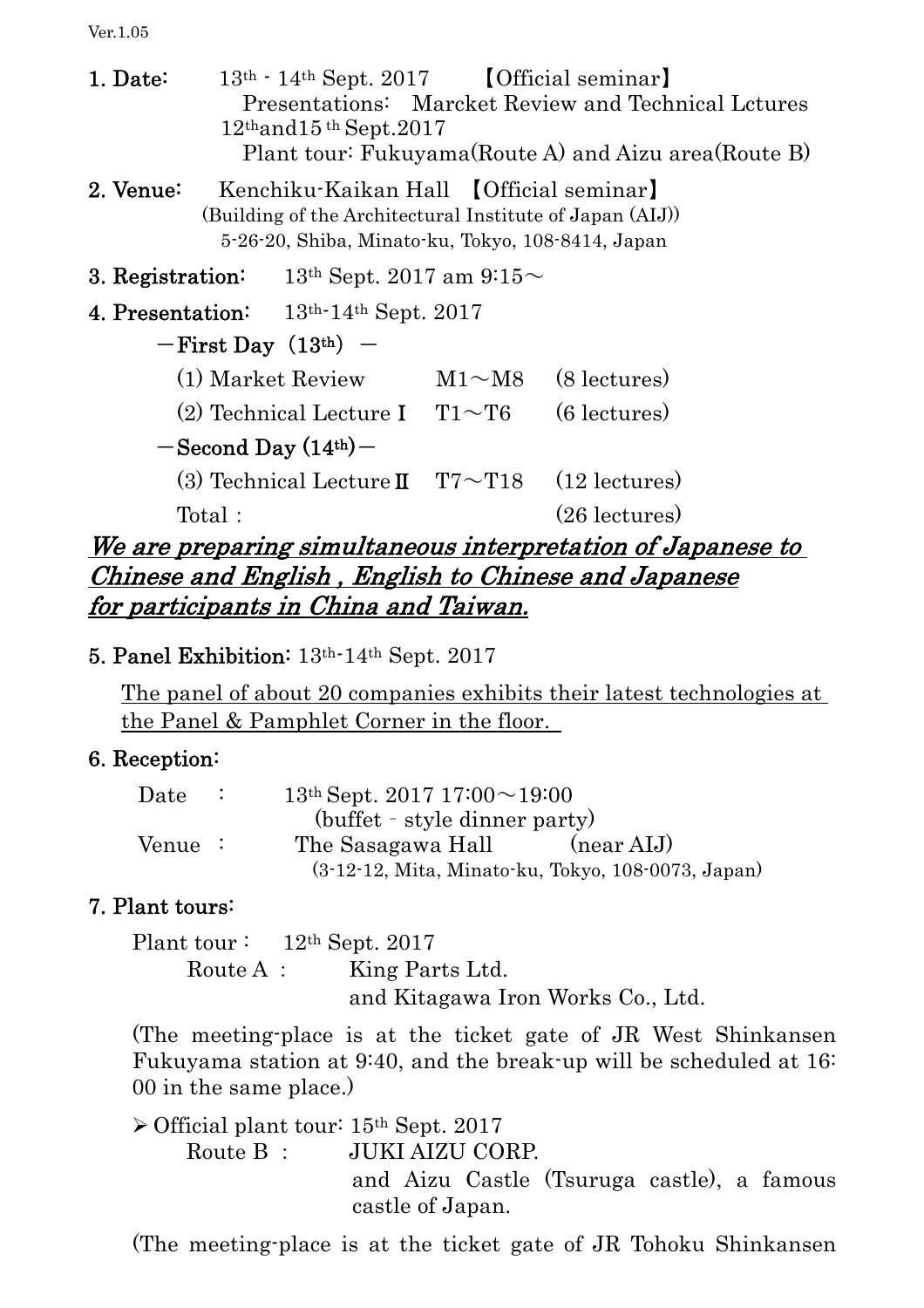Ver.1.05

**1. Date:** 13th - 14th Sept. 2017 【Official seminar】
Presentations: Marcket Review and Technical Lctures
12thand15 th Sept.2017
Plant tour: Fukuyama(Route A) and Aizu area(Route B)

**2. Venue:** Kenchiku-Kaikan Hall 【Official seminar】
(Building of the Architectural Institute of Japan (AIJ))
5-26-20, Shiba, Minato-ku, Tokyo, 108-8414, Japan

**3. Registration:** 13th Sept. 2017 am 9:15～

**4. Presentation:** 13th-14th Sept. 2017

**－First Day (13th) －**

| | | |
|---|---|---|
| (1) Market Review | M1～M8 | (8 lectures) |
| (2) Technical Lecture Ⅰ | T1～T6 | (6 lectures) |

**－Second Day (14th)－**

| | | |
|---|---|---|
| (3) Technical Lecture Ⅱ | T7～T18 | (12 lectures) |
| Total : | | (26 lectures) |

***We are preparing simultaneous interpretation of Japanese to Chinese and English , English to Chinese and Japanese for participants in China and Taiwan.***

**5. Panel Exhibition:** 13th-14th Sept. 2017

The panel of about 20 companies exhibits their latest technologies at the Panel & Pamphlet Corner in the floor.

**6. Reception:**

Date : 13th Sept. 2017 17:00～19:00
(buffet - style dinner party)
Venue : The Sasagawa Hall (near AIJ)
(3-12-12, Mita, Minato-ku, Tokyo, 108-0073, Japan)

**7. Plant tours:**

Plant tour : 12th Sept. 2017
Route A : King Parts Ltd.
and Kitagawa Iron Works Co., Ltd.

(The meeting-place is at the ticket gate of JR West Shinkansen Fukuyama station at 9:40, and the break-up will be scheduled at 16:00 in the same place.)

- Official plant tour: 15th Sept. 2017
  Route B : JUKI AIZU CORP.
  and Aizu Castle (Tsuruga castle), a famous castle of Japan.

(The meeting-place is at the ticket gate of JR Tohoku Shinkansen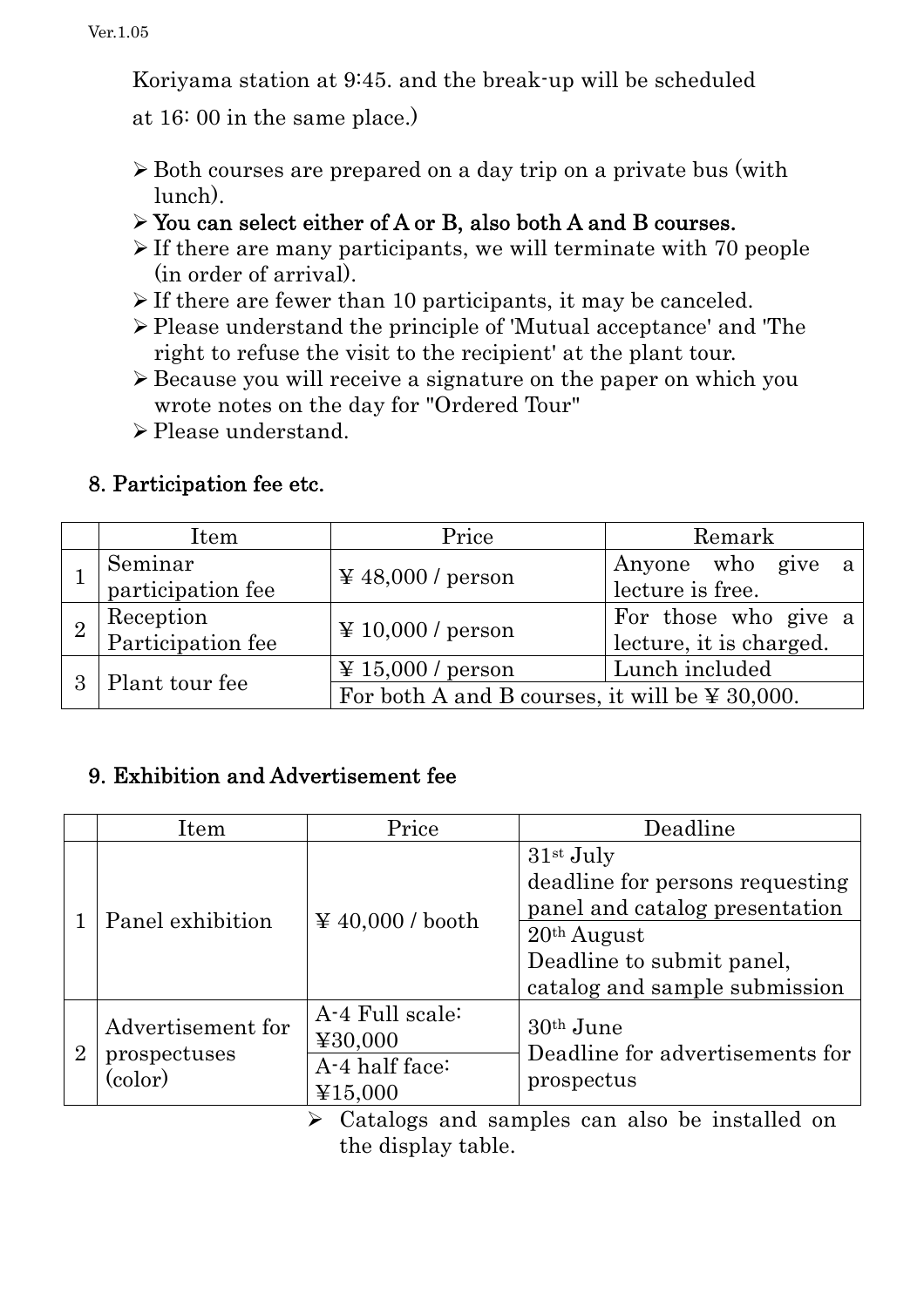Koriyama station at 9:45. and the break-up will be scheduled at 16: 00 in the same place.)

- Both courses are prepared on a day trip on a private bus (with lunch).
- **You can select either of A or B, also both A and B courses.**
- If there are many participants, we will terminate with 70 people (in order of arrival).
- If there are fewer than 10 participants, it may be canceled.
- Please understand the principle of 'Mutual acceptance' and 'The right to refuse the visit to the recipient' at the plant tour.
- Because you will receive a signature on the paper on which you wrote notes on the day for "Ordered Tour"
- Please understand.

## 8. Participation fee etc.

| | Item | Price | Remark |
|---|---|---|---|
| 1 | Seminar participation fee | ¥ 48,000 / person | Anyone who give a lecture is free. |
| 2 | Reception Participation fee | ¥ 10,000 / person | For those who give a lecture, it is charged. |
| 3 | Plant tour fee | ¥ 15,000 / person | Lunch included |
| | | For both A and B courses, it will be ¥ 30,000. | |

## 9. Exhibition and Advertisement fee

| | Item | Price | Deadline |
|---|---|---|---|
| 1 | Panel exhibition | ¥ 40,000 / booth | 31st July deadline for persons requesting panel and catalog presentation |
| | | | 20th August Deadline to submit panel, catalog and sample submission |
| 2 | Advertisement for prospectuses (color) | A-4 Full scale: ¥30,000 | 30th June Deadline for advertisements for prospectus |
| | | A-4 half face: ¥15,000 | |

- Catalogs and samples can also be installed on the display table.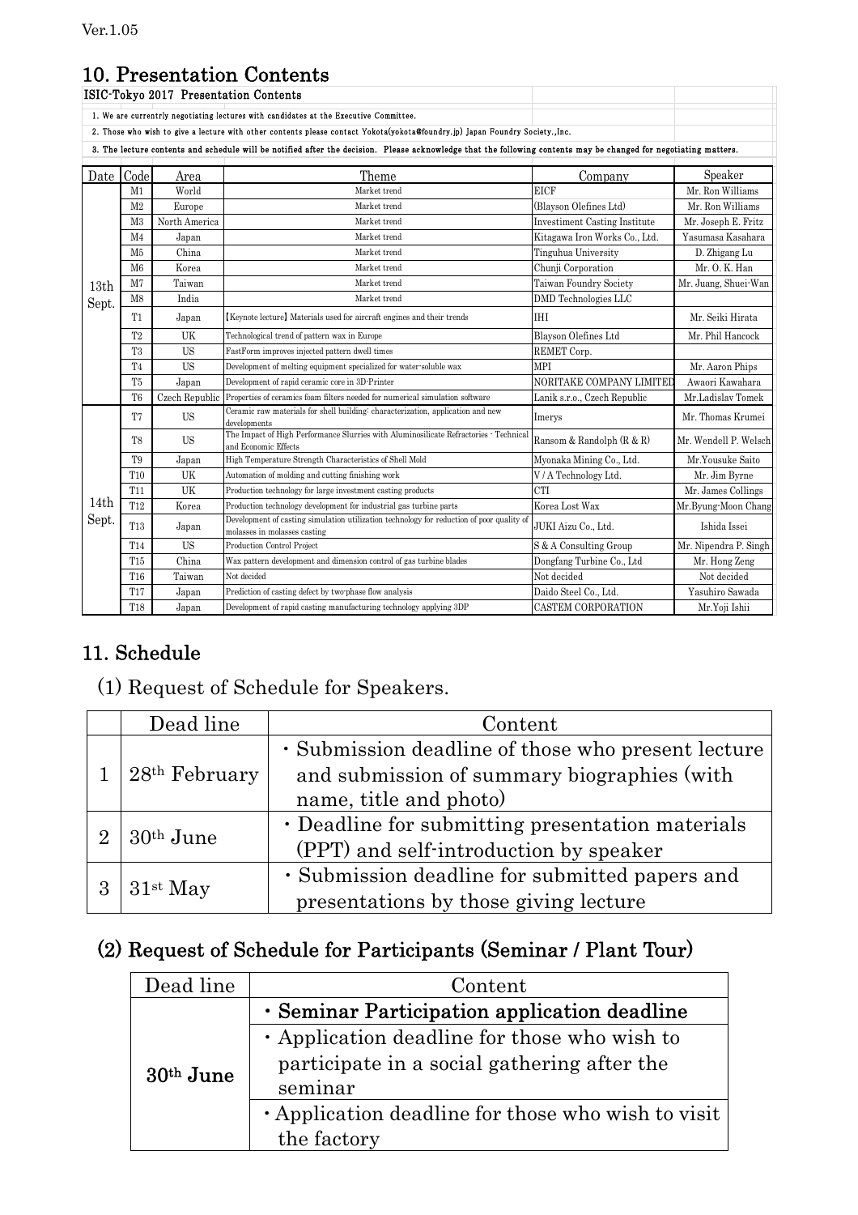# 10. Presentation Contents

**ISIC-Tokyo 2017 Presentation Contents**

1. We are currentrly negotiating lectures with candidates at the Executive Committee.
2. Those who wish to give a lecture with other contents please contact Yokota(yokota@foundry.jp) Japan Foundry Society.,Inc.
3. The lecture contents and schedule will be notified after the decision. Please acknowledge that the following contents may be changed for negotiating matters.

| Date | Code | Area | Theme | Company | Speaker |
|---|---|---|---|---|---|
| 13th Sept. | M1 | World | Market trend | EICF | Mr. Ron Williams |
| | M2 | Europe | Market trend | (Blayson Olefines Ltd) | Mr. Ron Williams |
| | M3 | North America | Market trend | Investiment Casting Institute | Mr. Joseph E. Fritz |
| | M4 | Japan | Market trend | Kitagawa Iron Works Co., Ltd. | Yasumasa Kasahara |
| | M5 | China | Market trend | Tinguhua University | D. Zhigang Lu |
| | M6 | Korea | Market trend | Chunji Corporation | Mr. O. K. Han |
| | M7 | Taiwan | Market trend | Taiwan Foundry Society | Mr. Juang, Shuei-Wan |
| | M8 | India | Market trend | DMD Technologies LLC | |
| | T1 | Japan | 【Keynote lecture】 Materials used for aircraft engines and their trends | IHI | Mr. Seiki Hirata |
| | T2 | UK | Technological trend of pattern wax in Europe | Blayson Olefines Ltd | Mr. Phil Hancock |
| | T3 | US | FastForm improves injected pattern dwell times | REMET Corp. | |
| | T4 | US | Development of melting equipment specialized for water-soluble wax | MPI | Mr. Aaron Phips |
| | T5 | Japan | Development of rapid ceramic core in 3D-Printer | NORITAKE COMPANY LIMITED | Awaori Kawahara |
| | T6 | Czech Republic | Properties of ceramics foam filters needed for numerical simulation software | Lanik s.r.o., Czech Republic | Mr.Ladislav Tomek |
| 14th Sept. | T7 | US | Ceramic raw materials for shell building: characterization, application and new developments | Imerys | Mr. Thomas Krumei |
| | T8 | US | The Impact of High Performance Slurries with Aluminosilicate Refractories - Technical and Economic Effects | Ransom & Randolph (R & R) | Mr. Wendell P. Welsch |
| | T9 | Japan | High Temperature Strength Characteristics of Shell Mold | Myonaka Mining Co., Ltd. | Mr.Yousuke Saito |
| | T10 | UK | Automation of molding and cutting finishing work | V / A Technology Ltd. | Mr. Jim Byrne |
| | T11 | UK | Production technology for large investment casting products | CTI | Mr. James Collings |
| | T12 | Korea | Production technology development for industrial gas turbine parts | Korea Lost Wax | Mr.Byung-Moon Chang |
| | T13 | Japan | Development of casting simulation utilization technology for reduction of poor quality of molasses in molasses casting | JUKI Aizu Co., Ltd. | Ishida Issei |
| | T14 | US | Production Control Project | S & A Consulting Group | Mr. Nipendra P. Singh |
| | T15 | China | Wax pattern development and dimension control of gas turbine blades | Dongfang Turbine Co., Ltd | Mr. Hong Zeng |
| | T16 | Taiwan | Not decided | Not decided | Not decided |
| | T17 | Japan | Prediction of casting defect by two-phase flow analysis | Daido Steel Co., Ltd. | Yasuhiro Sawada |
| | T18 | Japan | Development of rapid casting manufacturing technology applying 3DP | CASTEM CORPORATION | Mr.Yoji Ishii |

# 11. Schedule

## (1) Request of Schedule for Speakers.

| | Dead line | Content |
|---|---|---|
| 1 | 28th February | ・Submission deadline of those who present lecture and submission of summary biographies (with name, title and photo) |
| 2 | 30th June | ・Deadline for submitting presentation materials (PPT) and self-introduction by speaker |
| 3 | 31st May | ・Submission deadline for submitted papers and presentations by those giving lecture |

## (2) Request of Schedule for Participants (Seminar / Plant Tour)

| Dead line | Content |
|---|---|
| **30th June** | **・Seminar Participation application deadline** |
| | ・Application deadline for those who wish to participate in a social gathering after the seminar |
| | ・Application deadline for those who wish to visit the factory |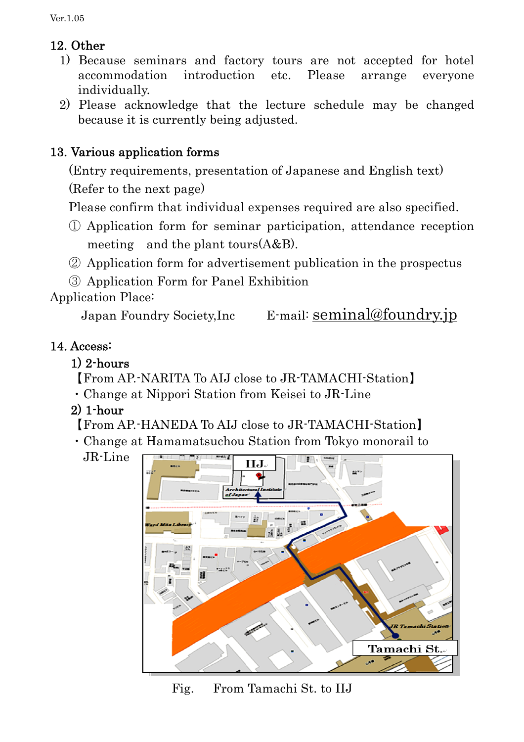## 12. Other

1) Because seminars and factory tours are not accepted for hotel accommodation introduction etc. Please arrange everyone individually.
2) Please acknowledge that the lecture schedule may be changed because it is currently being adjusted.

## 13. Various application forms

(Entry requirements, presentation of Japanese and English text)

(Refer to the next page)

Please confirm that individual expenses required are also specified.

① Application form for seminar participation, attendance reception meeting and the plant tours(A&B).

② Application form for advertisement publication in the prospectus

③ Application Form for Panel Exhibition

Application Place:

Japan Foundry Society,Inc E-mail: seminal@foundry.jp

## 14. Access:

**1) 2-hours**

【From AP.-NARITA To AIJ close to JR-TAMACHI-Station】

・Change at Nippori Station from Keisei to JR-Line

**2) 1-hour**

【From AP.-HANEDA To AIJ close to JR-TAMACHI-Station】

・Change at Hamamatsuchou Station from Tokyo monorail to JR-Line

Fig. From Tamachi St. to IIJ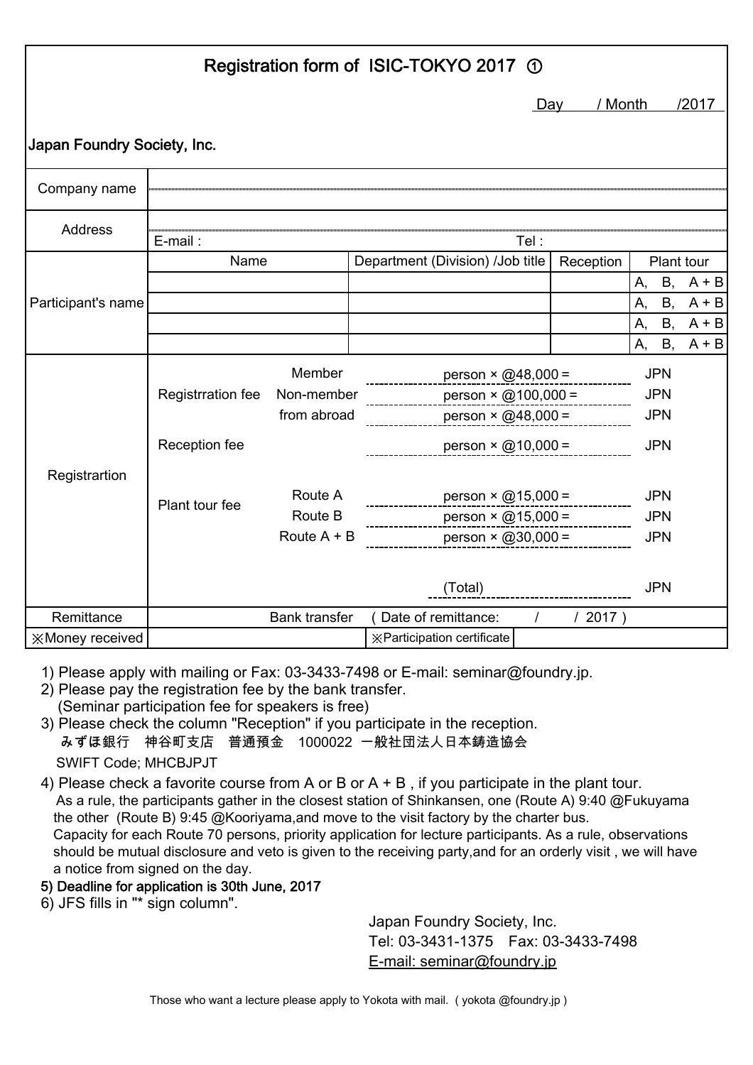# Registration form of ISIC-TOKYO 2017 ①

Day / Month /2017

**Japan Foundry Society, Inc.**

| | | | | |
|---|---|---|---|---|
| Company name | | | | |
| Address | | | | |
| | E-mail : | Tel : | | |
| Participant's name | Name | Department (Division) /Job title | Reception | Plant tour |
| | | | | A, B, A + B |
| | | | | A, B, A + B |
| | | | | A, B, A + B |
| | | | | A, B, A + B |

| Registrartion | | | | |
|---|---|---|---|---|
| | Registrration fee | Member | person × @48,000 = | JPN |
| | | Non-member | person × @100,000 = | JPN |
| | | from abroad | person × @48,000 = | JPN |
| | Reception fee | | person × @10,000 = | JPN |
| | Plant tour fee | Route A | person × @15,000 = | JPN |
| | | Route B | person × @15,000 = | JPN |
| | | Route A + B | person × @30,000 = | JPN |
| | | | (Total) | JPN |
| Remittance | | Bank transfer | ( Date of remittance: / / 2017 ) | |
| ※Money received | | | ※Participation certificate | |

1) Please apply with mailing or Fax: 03-3433-7498 or E-mail: seminar@foundry.jp.
2) Please pay the registration fee by the bank transfer.
   (Seminar participation fee for speakers is free)
3) Please check the column "Reception" if you participate in the reception.
   みずほ銀行　神谷町支店　普通預金　1000022 一般社団法人日本鋳造協会
   SWIFT Code; MHCBJPJT
4) Please check a favorite course from A or B or A + B , if you participate in the plant tour.
   As a rule, the participants gather in the closest station of Shinkansen, one (Route A) 9:40 @Fukuyama the other (Route B) 9:45 @Kooriyama,and move to the visit factory by the charter bus.
   Capacity for each Route 70 persons, priority application for lecture participants. As a rule, observations should be mutual disclosure and veto is given to the receiving party,and for an orderly visit , we will have a notice from signed on the day.
5) Deadline for application is 30th June, 2017
6) JFS fills in "* sign column".

Japan Foundry Society, Inc.
Tel: 03-3431-1375　Fax: 03-3433-7498
E-mail: seminar@foundry.jp

Those who want a lecture please apply to Yokota with mail. ( yokota @foundry.jp )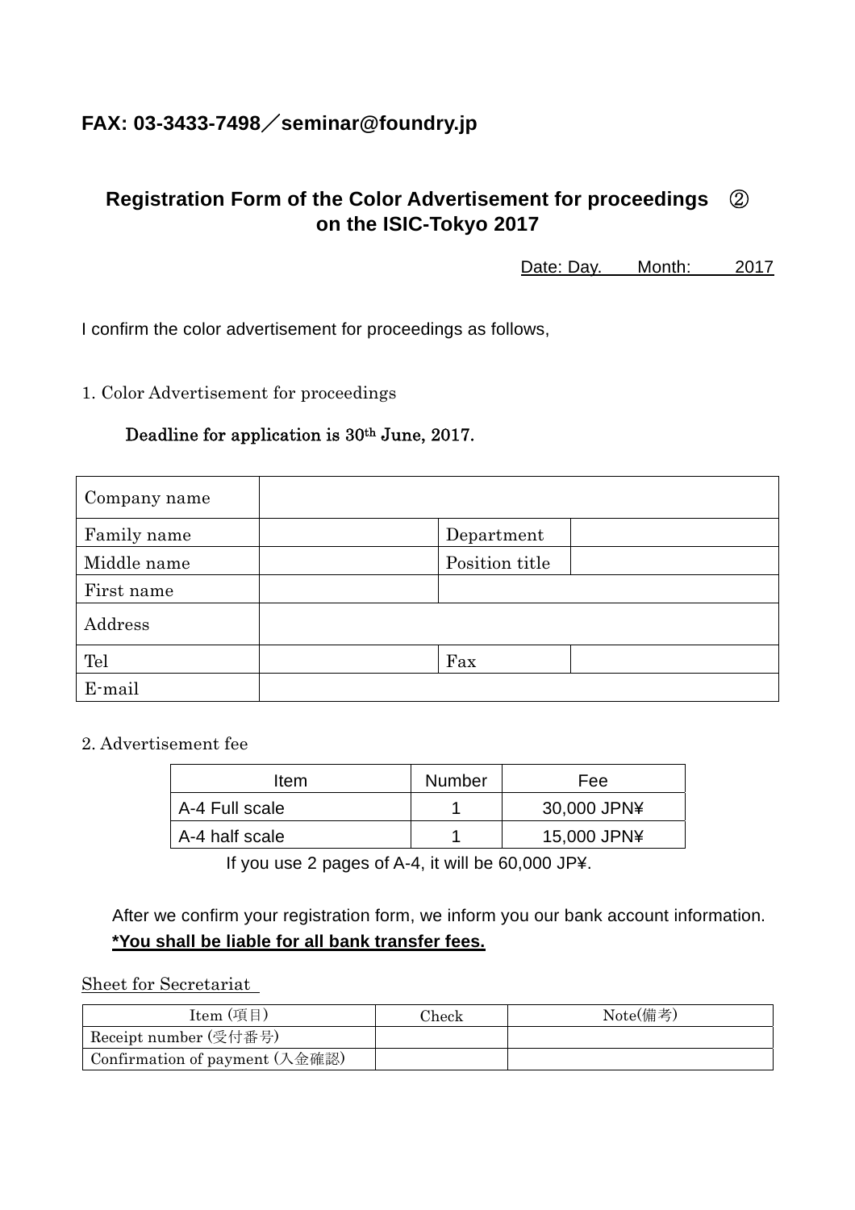**FAX: 03-3433-7498／seminar@foundry.jp**

## Registration Form of the Color Advertisement for proceedings ② on the ISIC-Tokyo 2017

Date: Day. Month: 2017

I confirm the color advertisement for proceedings as follows,

1. Color Advertisement for proceedings

Deadline for application is 30th June, 2017.

| Company name | | | |
|---|---|---|---|
| Family name | | Department | |
| Middle name | | Position title | |
| First name | | | |
| Address | | | |
| Tel | | Fax | |
| E-mail | | | |

2. Advertisement fee

| Item | Number | Fee |
|---|---|---|
| A-4 Full scale | 1 | 30,000 JPN¥ |
| A-4 half scale | 1 | 15,000 JPN¥ |

If you use 2 pages of A-4, it will be 60,000 JP¥.

After we confirm your registration form, we inform you our bank account information.

***You shall be liable for all bank transfer fees.***

Sheet for Secretariat

| Item (項目) | Check | Note(備考) |
|---|---|---|
| Receipt number (受付番号) | | |
| Confirmation of payment (入金確認) | | |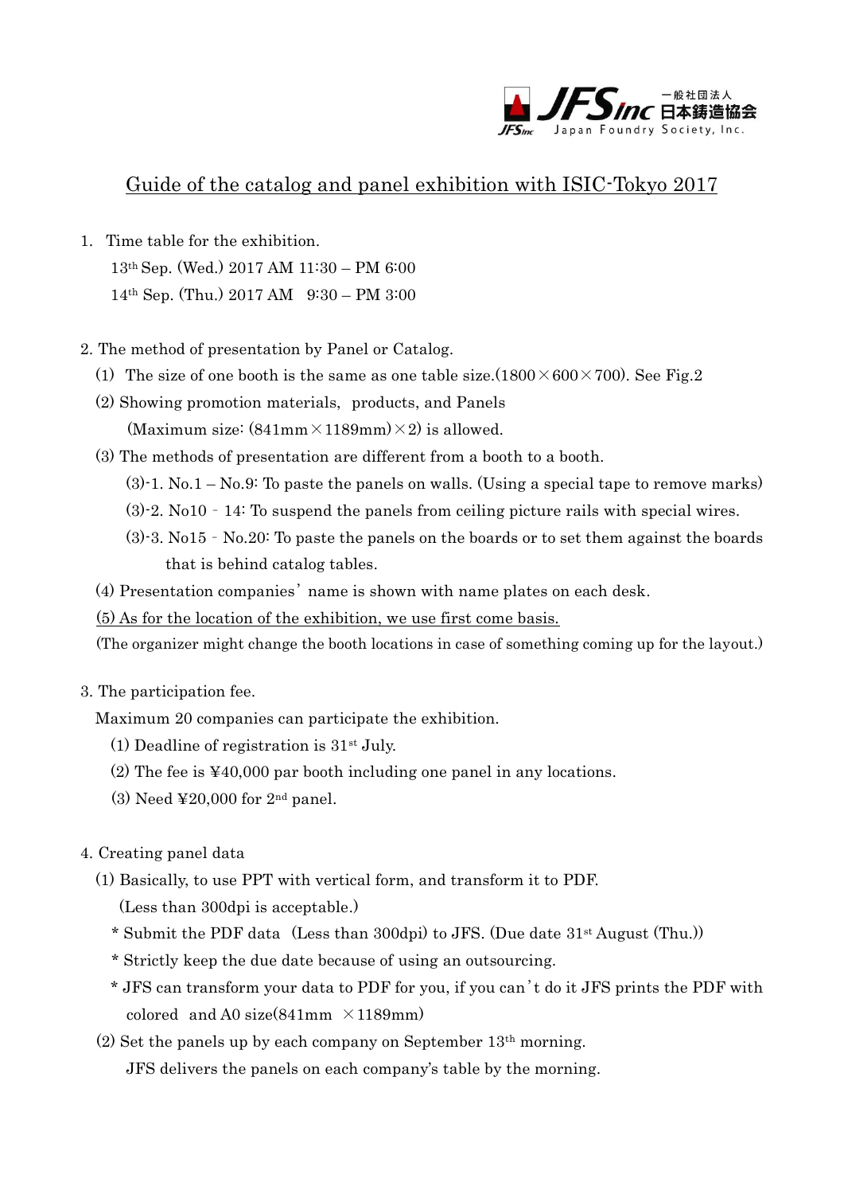JFSinc 一般社団法人 日本鋳造協会 Japan Foundry Society, Inc.

# Guide of the catalog and panel exhibition with ISIC-Tokyo 2017

1. Time table for the exhibition.
   13th Sep. (Wed.) 2017 AM 11:30 – PM 6:00
   14th Sep. (Thu.) 2017 AM 9:30 – PM 3:00

2. The method of presentation by Panel or Catalog.
   (1) The size of one booth is the same as one table size.(1800×600×700). See Fig.2
   (2) Showing promotion materials, products, and Panels
   (Maximum size: (841mm×1189mm)×2) is allowed.
   (3) The methods of presentation are different from a booth to a booth.
   (3)-1. No.1 – No.9: To paste the panels on walls. (Using a special tape to remove marks)
   (3)-2. No10 - 14: To suspend the panels from ceiling picture rails with special wires.
   (3)-3. No15 - No.20: To paste the panels on the boards or to set them against the boards that is behind catalog tables.
   (4) Presentation companies' name is shown with name plates on each desk.
   <u>(5) As for the location of the exhibition, we use first come basis.</u>
   (The organizer might change the booth locations in case of something coming up for the layout.)

3. The participation fee.
   Maximum 20 companies can participate the exhibition.
   (1) Deadline of registration is 31st July.
   (2) The fee is ¥40,000 par booth including one panel in any locations.
   (3) Need ¥20,000 for 2nd panel.

4. Creating panel data
   (1) Basically, to use PPT with vertical form, and transform it to PDF.
   (Less than 300dpi is acceptable.)
   * Submit the PDF data (Less than 300dpi) to JFS. (Due date 31st August (Thu.))
   * Strictly keep the due date because of using an outsourcing.
   * JFS can transform your data to PDF for you, if you can't do it JFS prints the PDF with colored and A0 size(841mm ×1189mm)
   (2) Set the panels up by each company on September 13th morning.
   JFS delivers the panels on each company's table by the morning.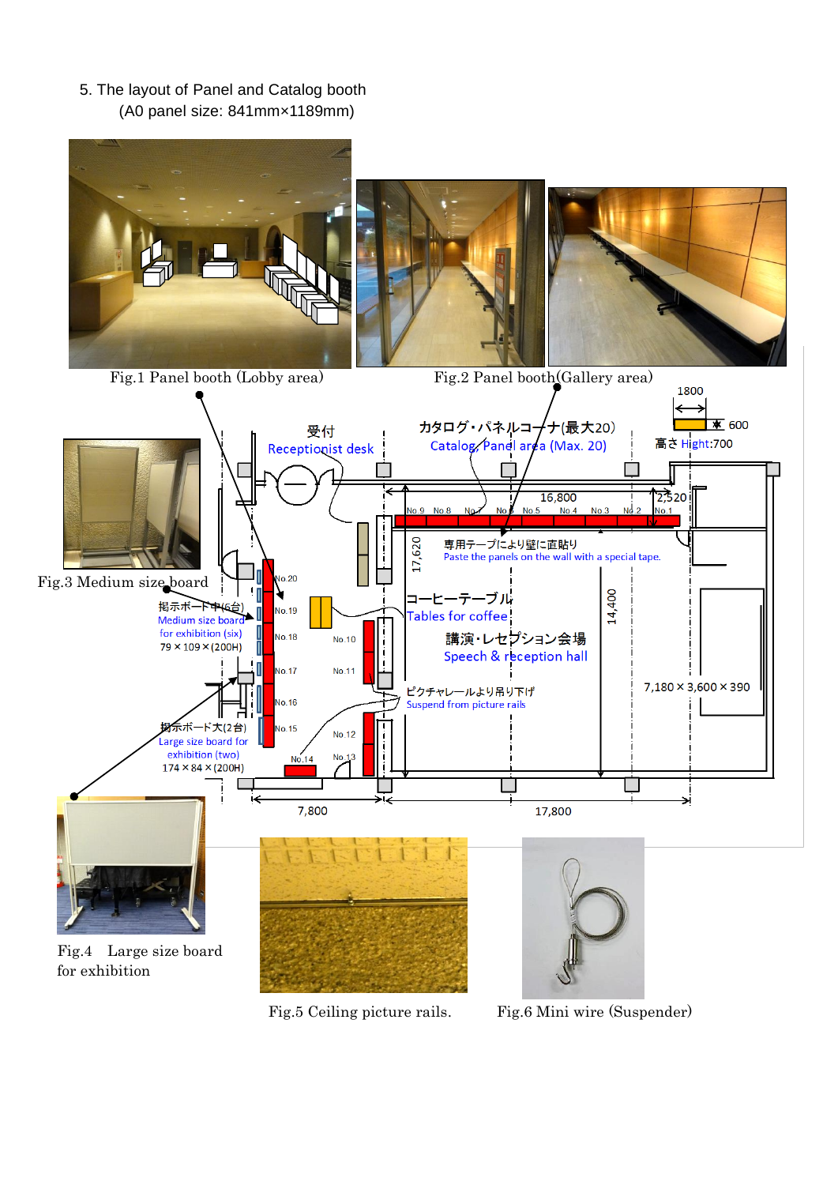5. The layout of Panel and Catalog booth
(A0 panel size: 841mm×1189mm)

Fig.1 Panel booth (Lobby area)

Fig.2 Panel booth(Gallery area)

受付
Receptionist desk

カタログ・パネルコーナ(最大20)
Catalog, Panel area (Max. 20)

1800
600
高さ Hight:700

16,800
2,520

No.9 No.8 No.7 No.6 No.5 No.4 No.3 No.2 No.1

17,620

専用テープにより壁に直貼り
Paste the panels on the wall with a special tape.

Fig.3 Medium size board

No.20

掲示ボード中(6台)
Medium size board
for exhibition (six)
79×109×(200H)

No.19
No.18
No.17
No.16
No.15

No.10
No.11
No.12
No.13
No.14

コーヒーテーブル
Tables for coffee

講演・レセプション会場
Speech & reception hall

14,400

7,180×3,600×390

ピクチャレールより吊り下げ
Suspend from picture rails

掲示ボード大(2台)
Large size board for
exhibition (two)
174×84×(200H)

7,800
17,800

Fig.4 Large size board for exhibition

Fig.5 Ceiling picture rails.

Fig.6 Mini wire (Suspender)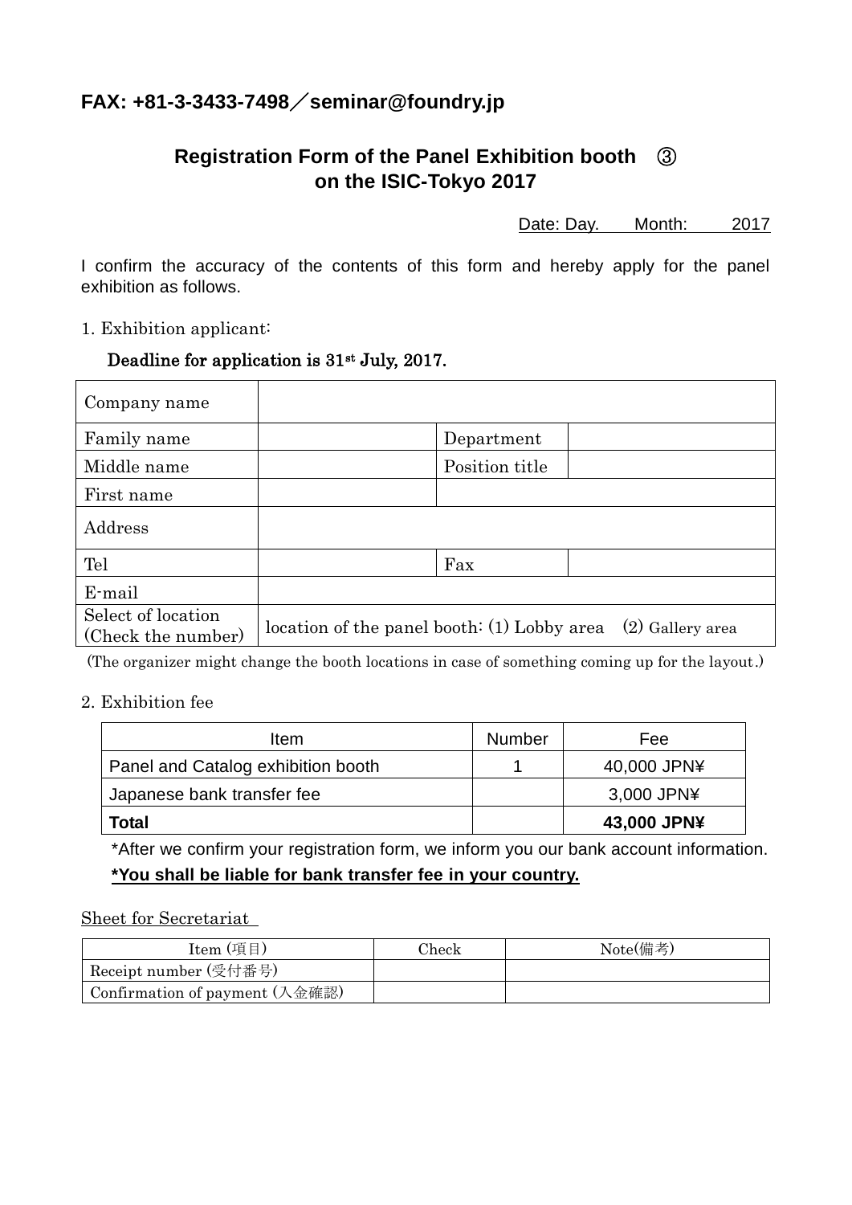**FAX: +81-3-3433-7498／seminar@foundry.jp**

## Registration Form of the Panel Exhibition booth ③ on the ISIC-Tokyo 2017

Date: Day. Month: 2017

I confirm the accuracy of the contents of this form and hereby apply for the panel exhibition as follows.

1. Exhibition applicant:

Deadline for application is 31st July, 2017.

| | | | |
|---|---|---|---|
| Company name | | | |
| Family name | | Department | |
| Middle name | | Position title | |
| First name | | | |
| Address | | | |
| Tel | | Fax | |
| E-mail | | | |
| Select of location (Check the number) | location of the panel booth: (1) Lobby area (2) Gallery area | | |

(The organizer might change the booth locations in case of something coming up for the layout.)

2. Exhibition fee

| Item | Number | Fee |
|---|---|---|
| Panel and Catalog exhibition booth | 1 | 40,000 JPN¥ |
| Japanese bank transfer fee | | 3,000 JPN¥ |
| **Total** | | **43,000 JPN¥** |

*After we confirm your registration form, we inform you our bank account information.

**\*You shall be liable for bank transfer fee in your country.**

Sheet for Secretariat

| Item (項目) | Check | Note(備考) |
|---|---|---|
| Receipt number (受付番号) | | |
| Confirmation of payment (入金確認) | | |